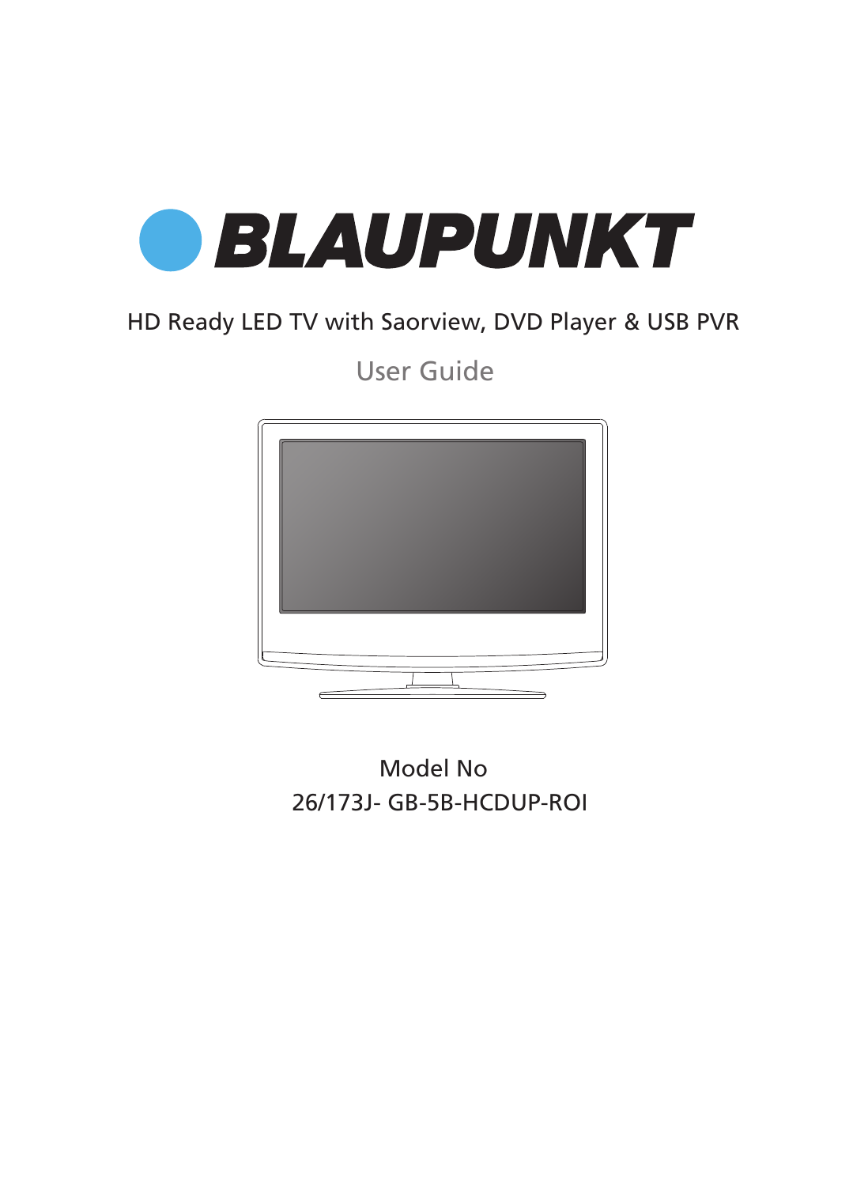# BLAUPUNKT

HD Ready LED TV with Saorview, DVD Player & USB PVR

## User Guide

Model No

26/173J- GB-5B-HCDUP-ROI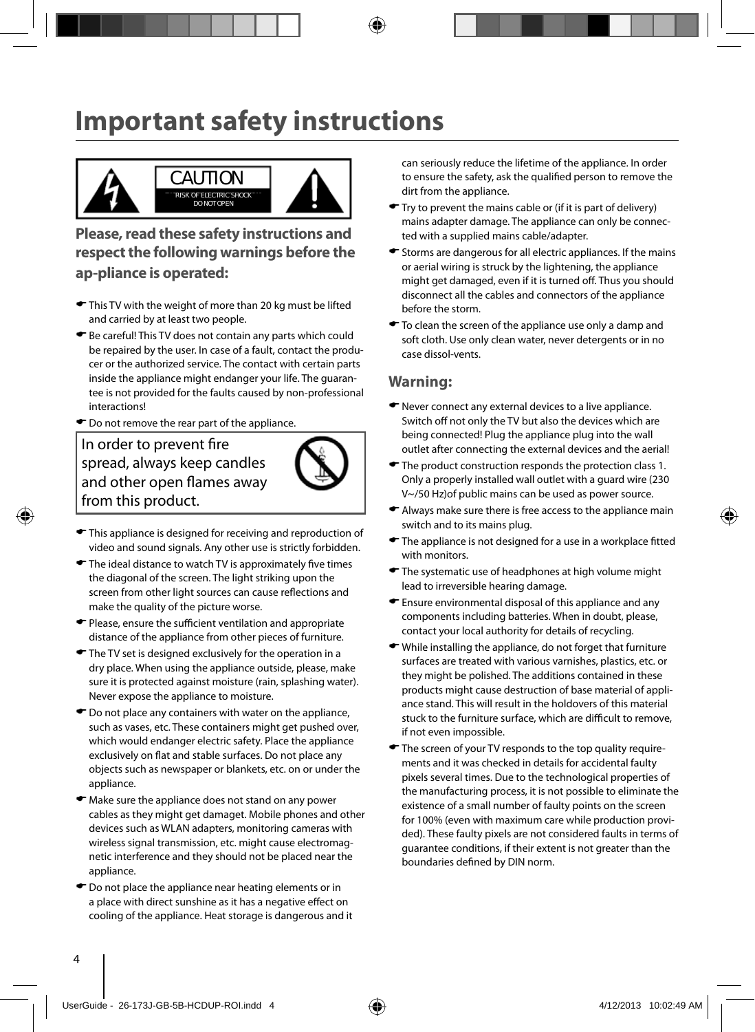# Important safety instructions

CAUTION

RISK OF ELECTRIC SHOCK
DO NOT OPEN

### Please, read these safety instructions and respect the following warnings before the ap-pliance is operated:

- This TV with the weight of more than 20 kg must be lifted and carried by at least two people.
- Be careful! This TV does not contain any parts which could be repaired by the user. In case of a fault, contact the producer or the authorized service. The contact with certain parts inside the appliance might endanger your life. The guarantee is not provided for the faults caused by non-professional interactions!
- Do not remove the rear part of the appliance.

In order to prevent fire spread, always keep candles and other open flames away from this product.

- This appliance is designed for receiving and reproduction of video and sound signals. Any other use is strictly forbidden.
- The ideal distance to watch TV is approximately five times the diagonal of the screen. The light striking upon the screen from other light sources can cause reflections and make the quality of the picture worse.
- Please, ensure the sufficient ventilation and appropriate distance of the appliance from other pieces of furniture.
- The TV set is designed exclusively for the operation in a dry place. When using the appliance outside, please, make sure it is protected against moisture (rain, splashing water). Never expose the appliance to moisture.
- Do not place any containers with water on the appliance, such as vases, etc. These containers might get pushed over, which would endanger electric safety. Place the appliance exclusively on flat and stable surfaces. Do not place any objects such as newspaper or blankets, etc. on or under the appliance.
- Make sure the appliance does not stand on any power cables as they might get damaget. Mobile phones and other devices such as WLAN adapters, monitoring cameras with wireless signal transmission, etc. might cause electromagnetic interference and they should not be placed near the appliance.
- Do not place the appliance near heating elements or in a place with direct sunshine as it has a negative effect on cooling of the appliance. Heat storage is dangerous and it can seriously reduce the lifetime of the appliance. In order to ensure the safety, ask the qualified person to remove the dirt from the appliance.
- Try to prevent the mains cable or (if it is part of delivery) mains adapter damage. The appliance can only be connected with a supplied mains cable/adapter.
- Storms are dangerous for all electric appliances. If the mains or aerial wiring is struck by the lightening, the appliance might get damaged, even if it is turned off. Thus you should disconnect all the cables and connectors of the appliance before the storm.
- To clean the screen of the appliance use only a damp and soft cloth. Use only clean water, never detergents or in no case dissol-vents.

## Warning:

- Never connect any external devices to a live appliance. Switch off not only the TV but also the devices which are being connected! Plug the appliance plug into the wall outlet after connecting the external devices and the aerial!
- The product construction responds the protection class 1. Only a properly installed wall outlet with a guard wire (230 V~/50 Hz)of public mains can be used as power source.
- Always make sure there is free access to the appliance main switch and to its mains plug.
- The appliance is not designed for a use in a workplace fitted with monitors.
- The systematic use of headphones at high volume might lead to irreversible hearing damage.
- Ensure environmental disposal of this appliance and any components including batteries. When in doubt, please, contact your local authority for details of recycling.
- While installing the appliance, do not forget that furniture surfaces are treated with various varnishes, plastics, etc. or they might be polished. The additions contained in these products might cause destruction of base material of appliance stand. This will result in the holdovers of this material stuck to the furniture surface, which are difficult to remove, if not even impossible.
- The screen of your TV responds to the top quality requirements and it was checked in details for accidental faulty pixels several times. Due to the technological properties of the manufacturing process, it is not possible to eliminate the existence of a small number of faulty points on the screen for 100% (even with maximum care while production provided). These faulty pixels are not considered faults in terms of guarantee conditions, if their extent is not greater than the boundaries defined by DIN norm.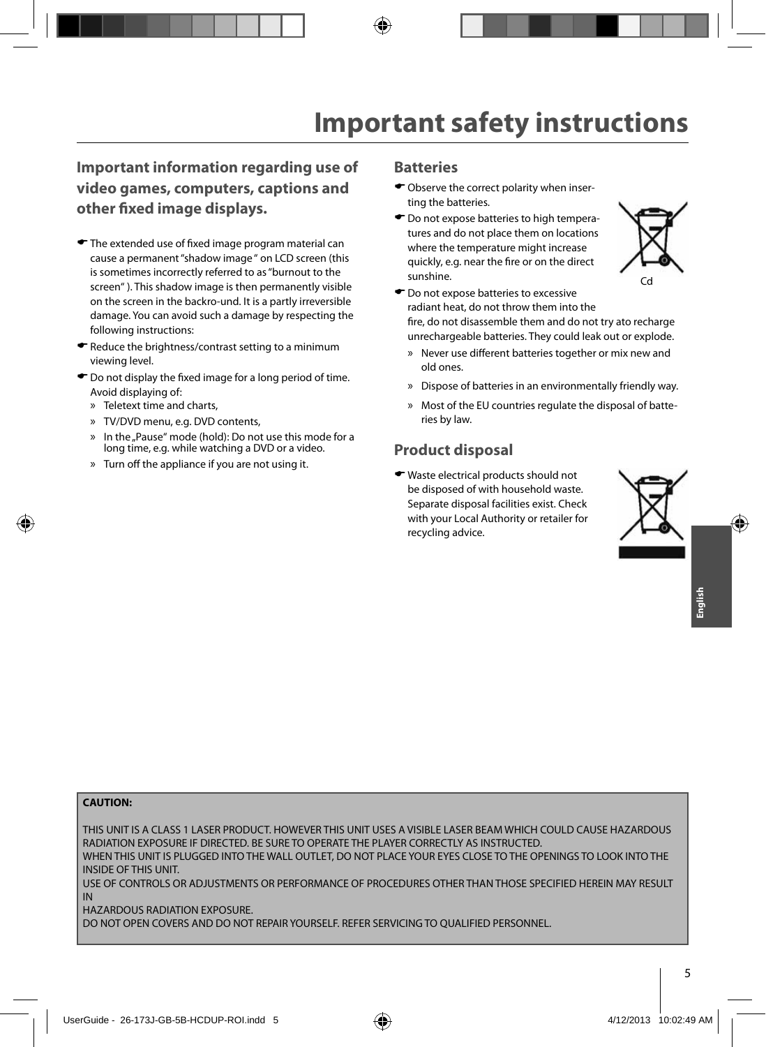# Important safety instructions

## Important information regarding use of video games, computers, captions and other fixed image displays.

- The extended use of fixed image program material can cause a permanent "shadow image" on LCD screen (this is sometimes incorrectly referred to as "burnout to the screen"). This shadow image is then permanently visible on the screen in the backro-und. It is a partly irreversible damage. You can avoid such a damage by respecting the following instructions:
- Reduce the brightness/contrast setting to a minimum viewing level.
- Do not display the fixed image for a long period of time. Avoid displaying of:
  - Teletext time and charts,
  - TV/DVD menu, e.g. DVD contents,
  - In the „Pause" mode (hold): Do not use this mode for a long time, e.g. while watching a DVD or a video.
  - Turn off the appliance if you are not using it.

## Batteries

- Observe the correct polarity when inserting the batteries.
- Do not expose batteries to high temperatures and do not place them on locations where the temperature might increase quickly, e.g. near the fire or on the direct sunshine.
- Do not expose batteries to excessive radiant heat, do not throw them into the fire, do not disassemble them and do not try ato recharge unrechargeable batteries. They could leak out or explode.
  - Never use different batteries together or mix new and old ones.
  - Dispose of batteries in an environmentally friendly way.
  - Most of the EU countries regulate the disposal of batteries by law.

Cd

## Product disposal

- Waste electrical products should not be disposed of with household waste. Separate disposal facilities exist. Check with your Local Authority or retailer for recycling advice.

English

**CAUTION:**

THIS UNIT IS A CLASS 1 LASER PRODUCT. HOWEVER THIS UNIT USES A VISIBLE LASER BEAM WHICH COULD CAUSE HAZARDOUS RADIATION EXPOSURE IF DIRECTED. BE SURE TO OPERATE THE PLAYER CORRECTLY AS INSTRUCTED.
WHEN THIS UNIT IS PLUGGED INTO THE WALL OUTLET, DO NOT PLACE YOUR EYES CLOSE TO THE OPENINGS TO LOOK INTO THE INSIDE OF THIS UNIT.
USE OF CONTROLS OR ADJUSTMENTS OR PERFORMANCE OF PROCEDURES OTHER THAN THOSE SPECIFIED HEREIN MAY RESULT IN
HAZARDOUS RADIATION EXPOSURE.
DO NOT OPEN COVERS AND DO NOT REPAIR YOURSELF. REFER SERVICING TO QUALIFIED PERSONNEL.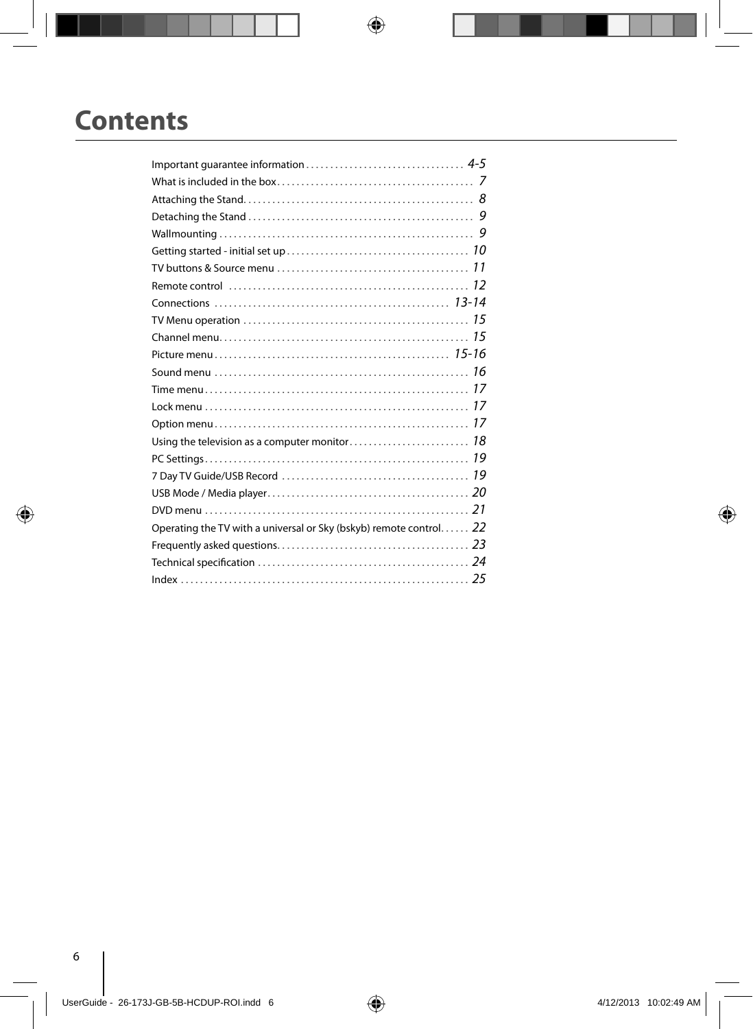# Contents

| | |
|---|---|
| Important guarantee information | 4-5 |
| What is included in the box | 7 |
| Attaching the Stand | 8 |
| Detaching the Stand | 9 |
| Wallmounting | 9 |
| Getting started - initial set up | 10 |
| TV buttons & Source menu | 11 |
| Remote control | 12 |
| Connections | 13-14 |
| TV Menu operation | 15 |
| Channel menu | 15 |
| Picture menu | 15-16 |
| Sound menu | 16 |
| Time menu | 17 |
| Lock menu | 17 |
| Option menu | 17 |
| Using the television as a computer monitor | 18 |
| PC Settings | 19 |
| 7 Day TV Guide/USB Record | 19 |
| USB Mode / Media player | 20 |
| DVD menu | 21 |
| Operating the TV with a universal or Sky (bskyb) remote control | 22 |
| Frequently asked questions | 23 |
| Technical specification | 24 |
| Index | 25 |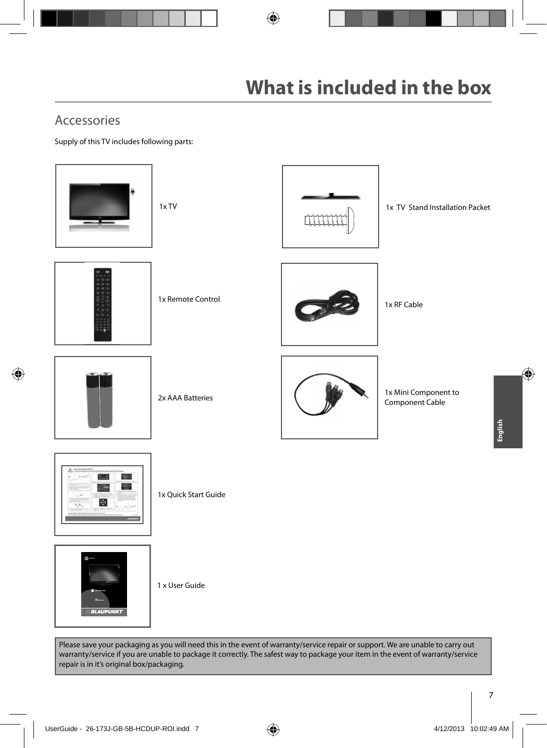# What is included in the box

## Accessories

Supply of this TV includes following parts:

- 1x TV
- 1x TV Stand Installation Packet
- 1x Remote Control
- 1x RF Cable
- 2x AAA Batteries
- 1x Mini Component to Component Cable
- 1x Quick Start Guide
- 1 x User Guide

Please save your packaging as you will need this in the event of warranty/service repair or support. We are unable to carry out warranty/service if you are unable to package it correctly. The safest way to package your item in the event of warranty/service repair is in it's original box/packaging.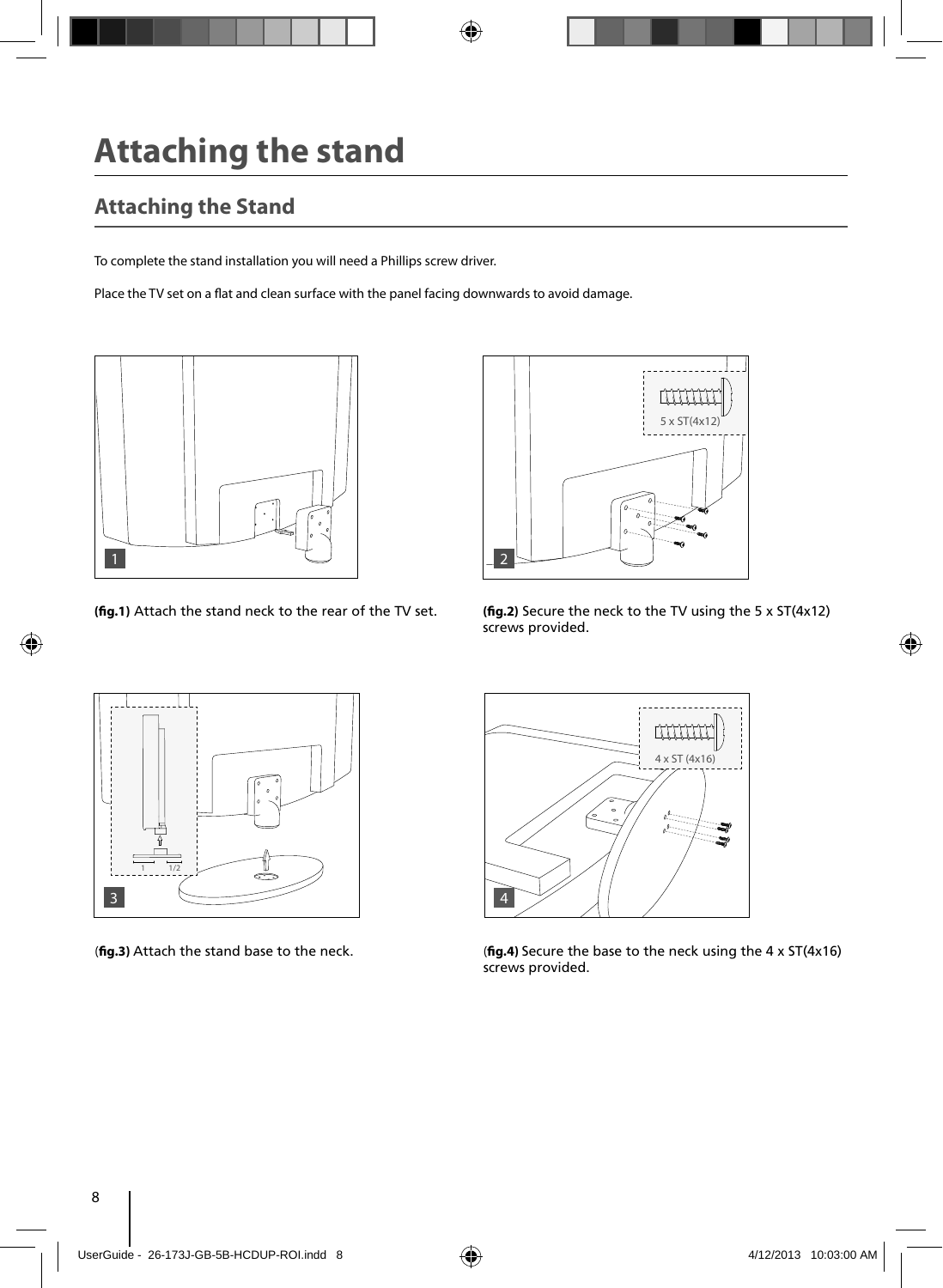# Attaching the stand

## Attaching the Stand

To complete the stand installation you will need a Phillips screw driver.

Place the TV set on a flat and clean surface with the panel facing downwards to avoid damage.

**(fig.1)** Attach the stand neck to the rear of the TV set.

**(fig.2)** Secure the neck to the TV using the 5 x ST(4x12) screws provided.

(**fig.3)** Attach the stand base to the neck.

(**fig.4)** Secure the base to the neck using the 4 x ST(4x16) screws provided.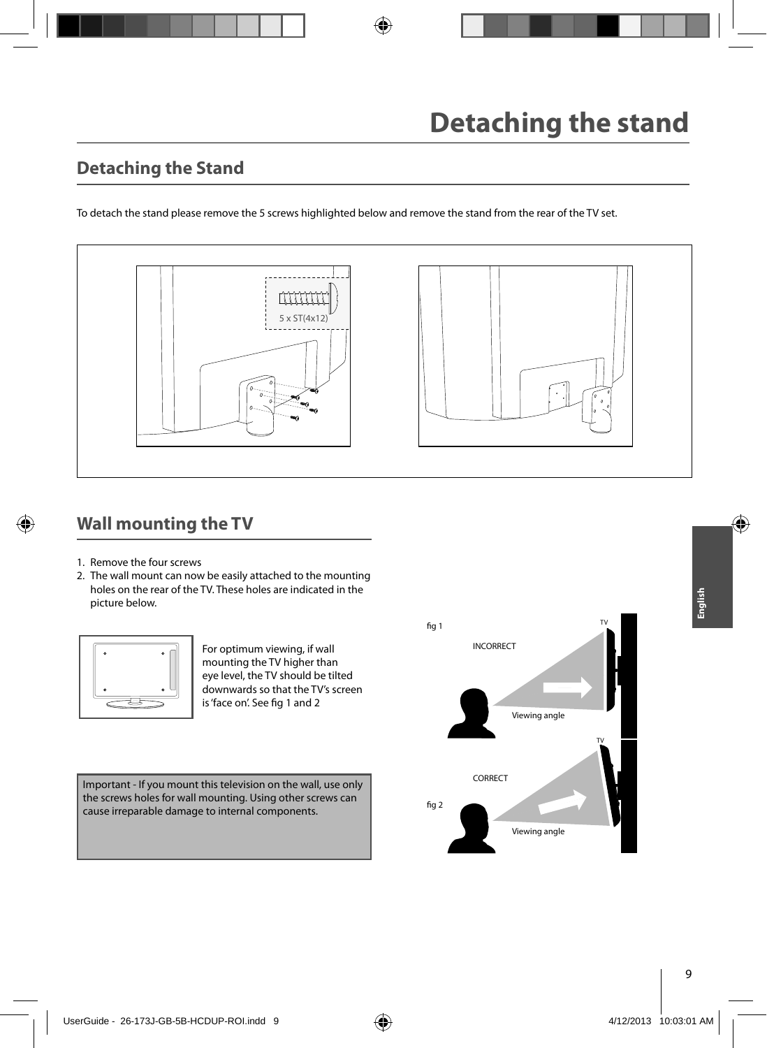# Detaching the stand

## Detaching the Stand

To detach the stand please remove the 5 screws highlighted below and remove the stand from the rear of the TV set.

5 x ST(4x12)

## Wall mounting the TV

1. Remove the four screws
2. The wall mount can now be easily attached to the mounting holes on the rear of the TV. These holes are indicated in the picture below.

For optimum viewing, if wall mounting the TV higher than eye level, the TV should be tilted downwards so that the TV's screen is 'face on'. See fig 1 and 2

Important - If you mount this television on the wall, use only the screws holes for wall mounting. Using other screws can cause irreparable damage to internal components.

fig 1

INCORRECT

TV

Viewing angle

fig 2

CORRECT

TV

Viewing angle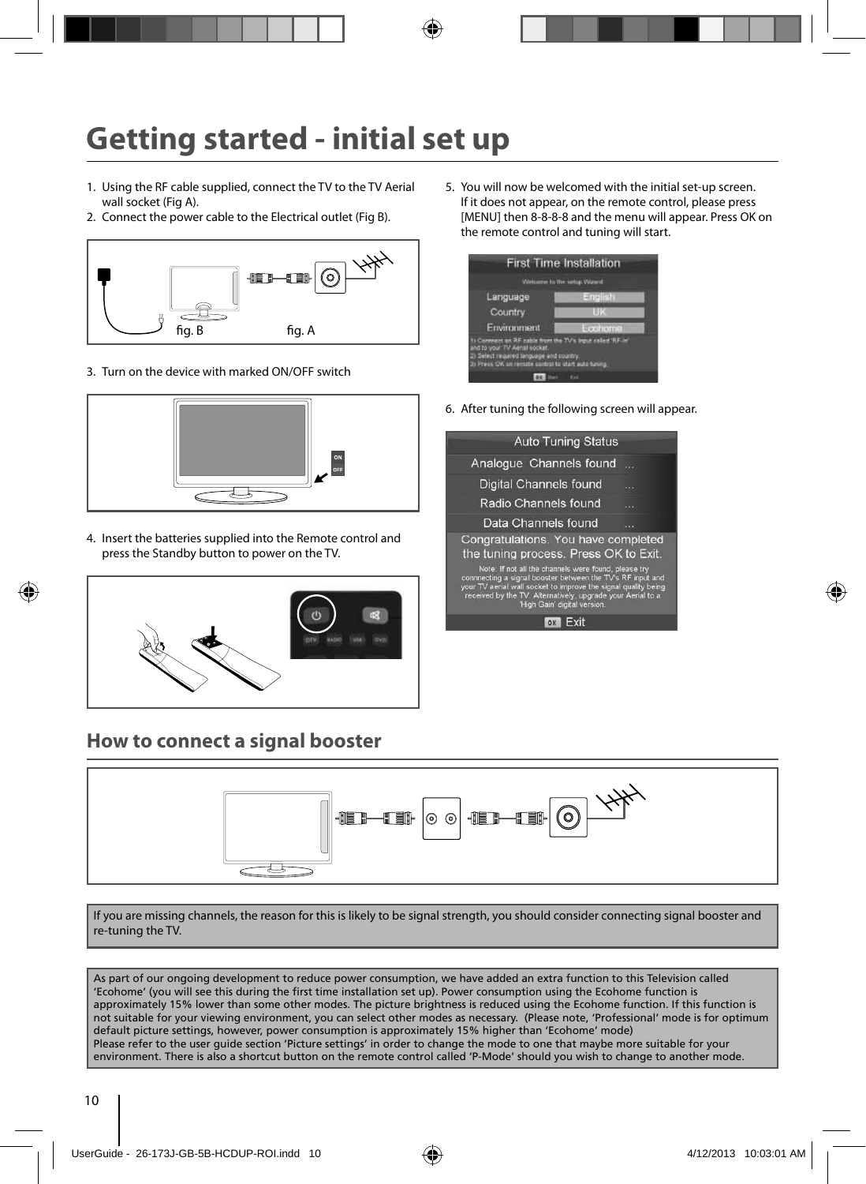# Getting started - initial set up

1. Using the RF cable supplied, connect the TV to the TV Aerial wall socket (Fig A).
2. Connect the power cable to the Electrical outlet (Fig B).

fig. B fig. A

3. Turn on the device with marked ON/OFF switch

ON
OFF

4. Insert the batteries supplied into the Remote control and press the Standby button to power on the TV.

5. You will now be welcomed with the initial set-up screen. If it does not appear, on the remote control, please press [MENU] then 8-8-8-8 and the menu will appear. Press OK on the remote control and tuning will start.

First Time Installation

Welcome to the setup Wizard

| Language | English |
| --- | --- |
| Country | UK |
| Environment | Ecohome |

1) Connect an RF cable from the TV's input called 'RF-in' and to your TV Aerial socket.
2) Select required language and country.
3) Press OK on remote control to start auto tuning.

OK Start Exit

6. After tuning the following screen will appear.

Auto Tuning Status

| Analogue Channels found | ... |
| --- | --- |
| Digital Channels found | ... |
| Radio Channels found | ... |
| Data Channels found | ... |

Congratulations. You have completed the tuning process. Press OK to Exit.

Note: If not all the channels were found, please try connecting a signal booster between the TV's RF input and your TV aerial wall socket to improve the signal quality being received by the TV. Alternatively, upgrade your Aerial to a 'High Gain' digital version.

OK Exit

## How to connect a signal booster

If you are missing channels, the reason for this is likely to be signal strength, you should consider connecting signal booster and re-tuning the TV.

As part of our ongoing development to reduce power consumption, we have added an extra function to this Television called 'Ecohome' (you will see this during the first time installation set up). Power consumption using the Ecohome function is approximately 15% lower than some other modes. The picture brightness is reduced using the Ecohome function. If this function is not suitable for your viewing environment, you can select other modes as necessary. (Please note, 'Professional' mode is for optimum default picture settings, however, power consumption is approximately 15% higher than 'Ecohome' mode)
Please refer to the user guide section 'Picture settings' in order to change the mode to one that maybe more suitable for your environment. There is also a shortcut button on the remote control called 'P-Mode' should you wish to change to another mode.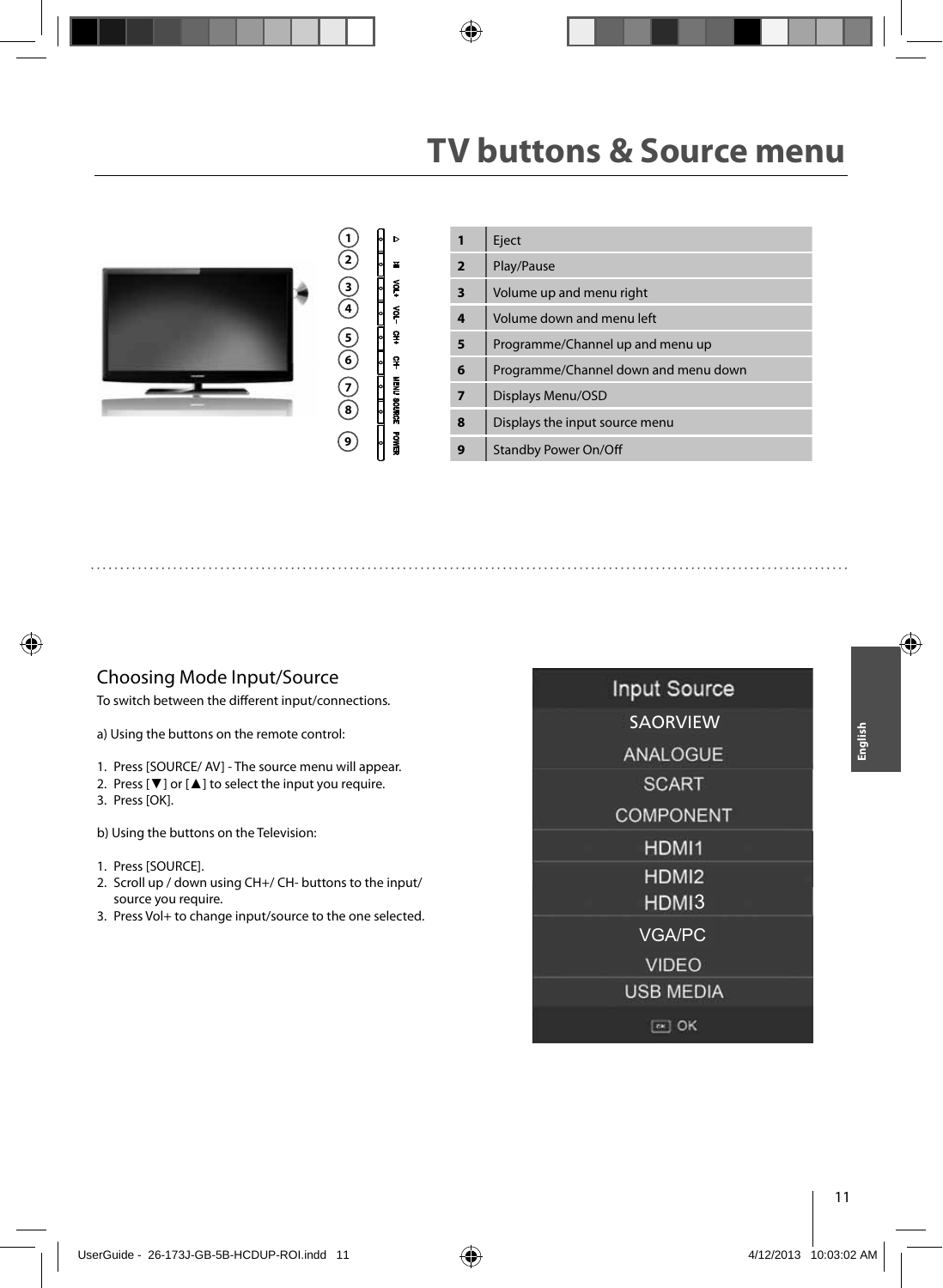# TV buttons & Source menu

| | |
|---|---|
| **1** | Eject |
| **2** | Play/Pause |
| **3** | Volume up and menu right |
| **4** | Volume down and menu left |
| **5** | Programme/Channel up and menu up |
| **6** | Programme/Channel down and menu down |
| **7** | Displays Menu/OSD |
| **8** | Displays the input source menu |
| **9** | Standby Power On/Off |

## Choosing Mode Input/Source

To switch between the different input/connections.

a) Using the buttons on the remote control:

1. Press [SOURCE/ AV] - The source menu will appear.
2. Press [▼] or [▲] to select the input you require.
3. Press [OK].

b) Using the buttons on the Television:

1. Press [SOURCE].
2. Scroll up / down using CH+/ CH- buttons to the input/ source you require.
3. Press Vol+ to change input/source to the one selected.

Input Source
SAORVIEW
ANALOGUE
SCART
COMPONENT
HDMI1
HDMI2
HDMI3
VGA/PC
VIDEO
USB MEDIA
OK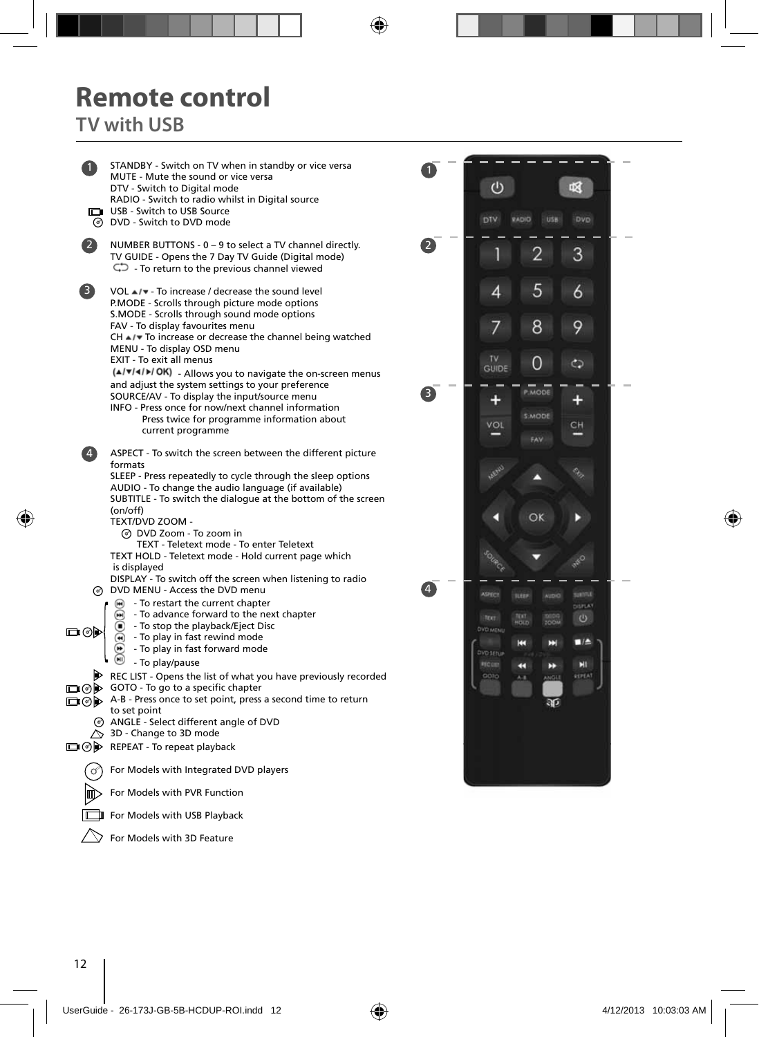# Remote control

## TV with USB

**1**

STANDBY - Switch on TV when in standby or vice versa
MUTE - Mute the sound or vice versa
DTV - Switch to Digital mode
RADIO - Switch to radio whilst in Digital source
USB - Switch to USB Source
DVD - Switch to DVD mode

**2**

NUMBER BUTTONS - 0 – 9 to select a TV channel directly.
TV GUIDE - Opens the 7 Day TV Guide (Digital mode)
- To return to the previous channel viewed

**3**

VOL ▲/▼ - To increase / decrease the sound level
P.MODE - Scrolls through picture mode options
S.MODE - Scrolls through sound mode options
FAV - To display favourites menu
CH ▲/▼ To increase or decrease the channel being watched
MENU - To display OSD menu
EXIT - To exit all menus
(▲/▼/◄/►/ OK) - Allows you to navigate the on-screen menus and adjust the system settings to your preference
SOURCE/AV - To display the input/source menu
INFO - Press once for now/next channel information
Press twice for programme information about current programme

**4**

ASPECT - To switch the screen between the different picture formats
SLEEP - Press repeatedly to cycle through the sleep options
AUDIO - To change the audio language (if available)
SUBTITLE - To switch the dialogue at the bottom of the screen (on/off)
TEXT/DVD ZOOM -
DVD Zoom - To zoom in
TEXT - Teletext mode - To enter Teletext
TEXT HOLD - Teletext mode - Hold current page which is displayed
DISPLAY - To switch off the screen when listening to radio
DVD MENU - Access the DVD menu
- To restart the current chapter
- To advance forward to the next chapter
- To stop the playback/Eject Disc
- To play in fast rewind mode
- To play in fast forward mode
- To play/pause
REC LIST - Opens the list of what you have previously recorded
GOTO - To go to a specific chapter
A-B - Press once to set point, press a second time to return to set point
ANGLE - Select different angle of DVD
3D - Change to 3D mode
REPEAT - To repeat playback

For Models with Integrated DVD players

For Models with PVR Function

For Models with USB Playback

For Models with 3D Feature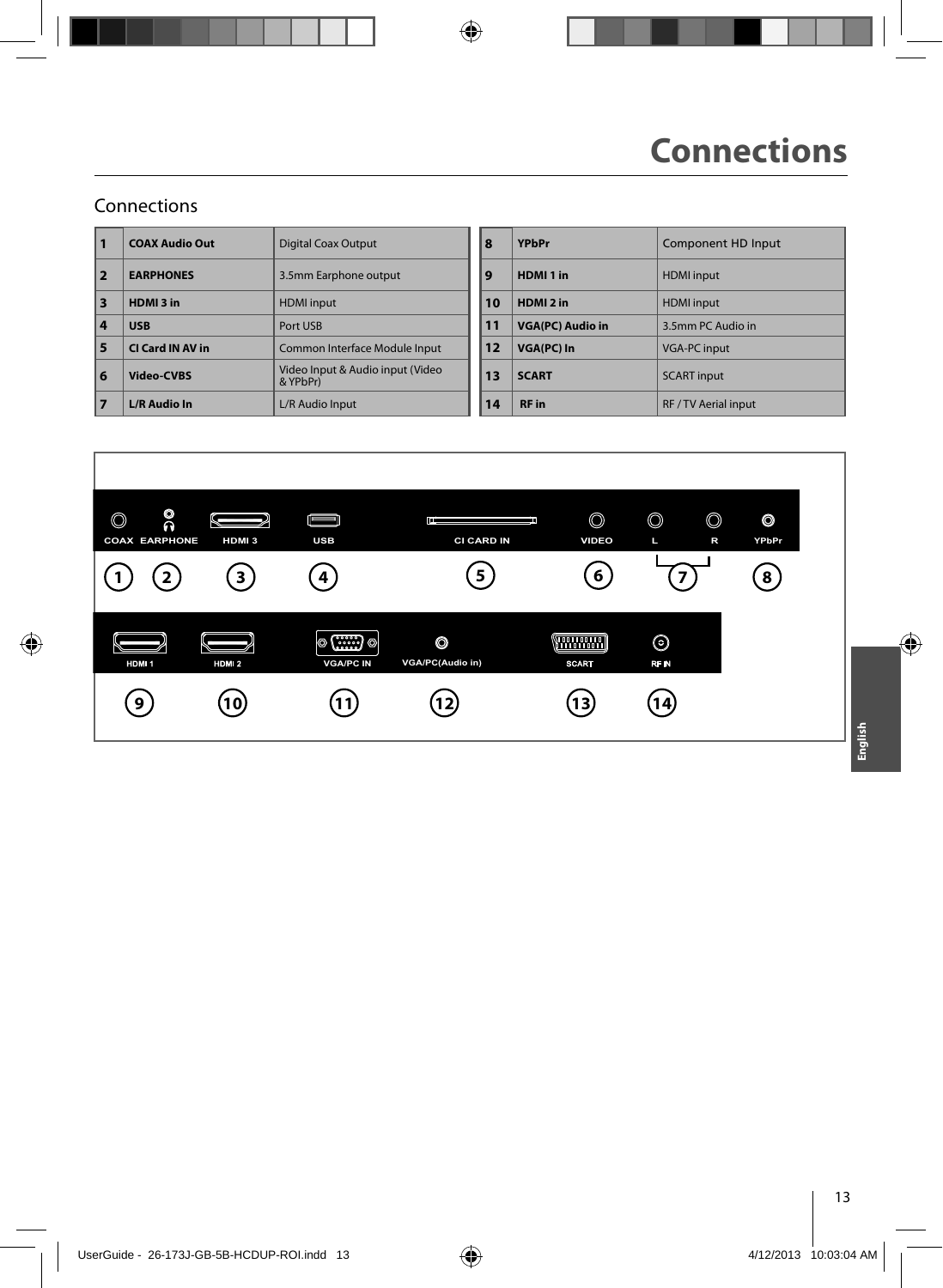# Connections

## Connections

| # | Connection | Description |
|---|---|---|
| 1 | **COAX Audio Out** | Digital Coax Output |
| 2 | **EARPHONES** | 3.5mm Earphone output |
| 3 | **HDMI 3 in** | HDMI input |
| 4 | **USB** | Port USB |
| 5 | **CI Card IN AV in** | Common Interface Module Input |
| 6 | **Video-CVBS** | Video Input & Audio input (Video & YPbPr) |
| 7 | **L/R Audio In** | L/R Audio Input |
| 8 | **YPbPr** | Component HD Input |
| 9 | **HDMI 1 in** | HDMI input |
| 10 | **HDMI 2 in** | HDMI input |
| 11 | **VGA(PC) Audio in** | 3.5mm PC Audio in |
| 12 | **VGA(PC) In** | VGA-PC input |
| 13 | **SCART** | SCART input |
| 14 | **RF in** | RF / TV Aerial input |

COAX EARPHONE HDMI 3 USB CI CARD IN VIDEO L R YPbPr

1 2 3 4 5 6 7 8

HDMI 1 HDMI 2 VGA/PC IN VGA/PC(Audio in) SCART RF IN

9 10 11 12 13 14

English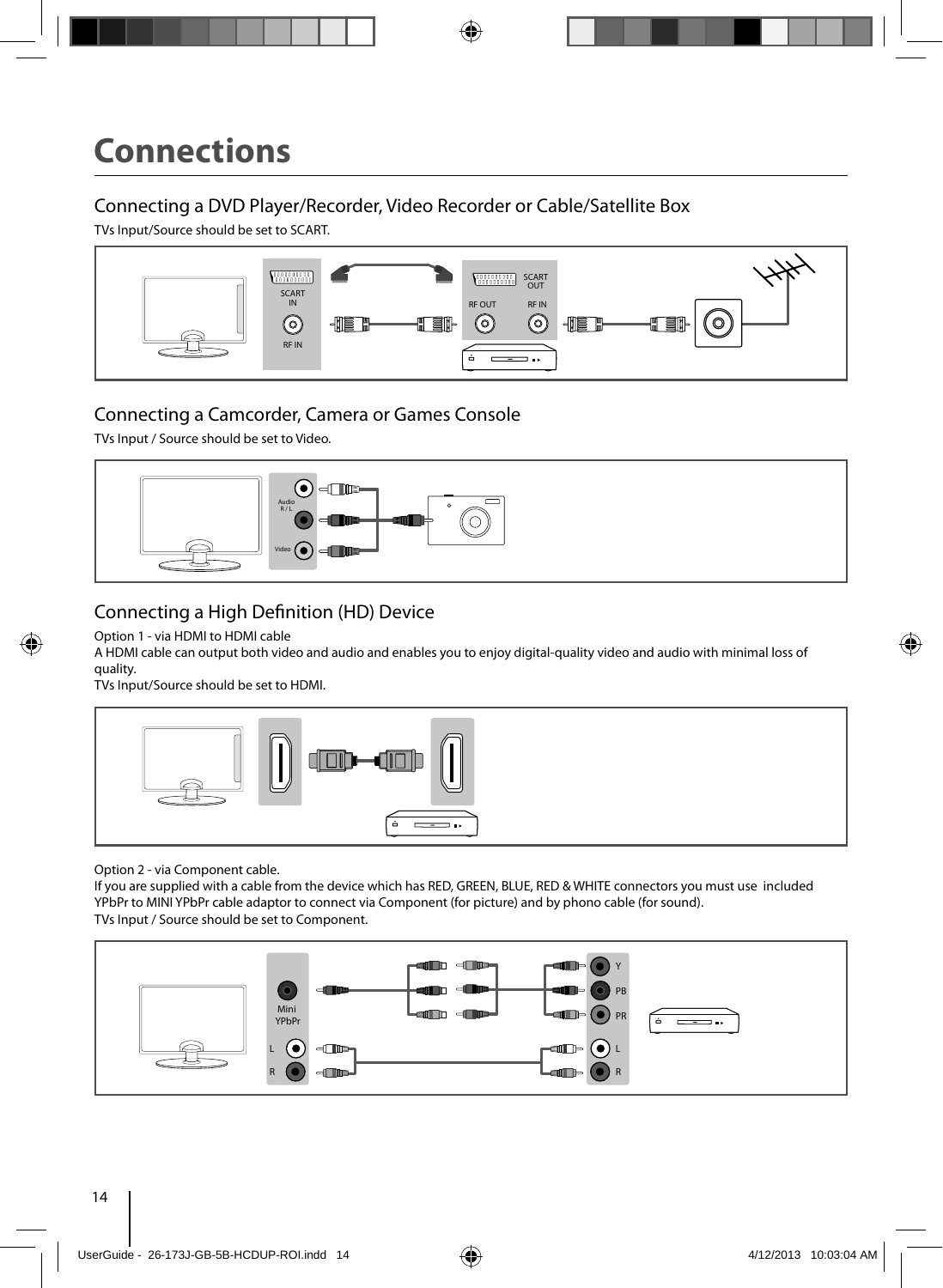# Connections

## Connecting a DVD Player/Recorder, Video Recorder or Cable/Satellite Box

TVs Input/Source should be set to SCART.

SCART IN

RF IN

SCART OUT

RF OUT

RF IN

## Connecting a Camcorder, Camera or Games Console

TVs Input / Source should be set to Video.

Audio R / L

Video

## Connecting a High Definition (HD) Device

Option 1 - via HDMI to HDMI cable

A HDMI cable can output both video and audio and enables you to enjoy digital-quality video and audio with minimal loss of quality.

TVs Input/Source should be set to HDMI.

Option 2 - via Component cable.

If you are supplied with a cable from the device which has RED, GREEN, BLUE, RED & WHITE connectors you must use included YPbPr to MINI YPbPr cable adaptor to connect via Component (for picture) and by phono cable (for sound).

TVs Input / Source should be set to Component.

Mini YPbPr

L

R

Y

PB

PR

L

R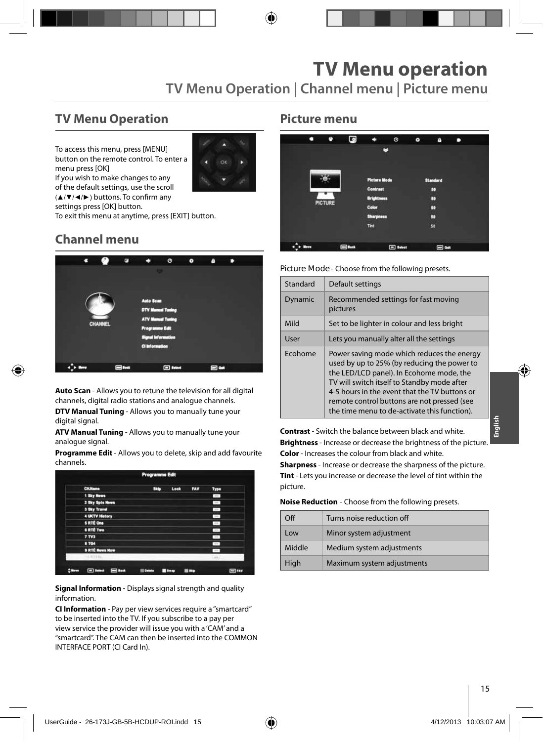# TV Menu operation

## TV Menu Operation | Channel menu | Picture menu

## TV Menu Operation

To access this menu, press [MENU] button on the remote control. To enter a menu press [OK]
If you wish to make changes to any of the default settings, use the scroll (▲/▼/◄/►) buttons. To confirm any settings press [OK] button.
To exit this menu at anytime, press [EXIT] button.

## Channel menu

**Auto Scan** - Allows you to retune the television for all digital channels, digital radio stations and analogue channels.

**DTV Manual Tuning** - Allows you to manually tune your digital signal.

**ATV Manual Tuning** - Allows you to manually tune your analogue signal.

**Programme Edit** - Allows you to delete, skip and add favourite channels.

**Signal Information** - Displays signal strength and quality information.

**CI Information** - Pay per view services require a "smartcard" to be inserted into the TV. If you subscribe to a pay per view service the provider will issue you with a 'CAM' and a "smartcard". The CAM can then be inserted into the COMMON INTERFACE PORT (CI Card In).

## Picture menu

Picture Mode - Choose from the following presets.

| Standard | Default settings |
|---|---|
| Dynamic | Recommended settings for fast moving pictures |
| Mild | Set to be lighter in colour and less bright |
| User | Lets you manually alter all the settings |
| Ecohome | Power saving mode which reduces the energy used by up to 25% (by reducing the power to the LED/LCD panel). In Ecohome mode, the TV will switch itself to Standby mode after 4-5 hours in the event that the TV buttons or remote control buttons are not pressed (see the time menu to de-activate this function). |

**Contrast** - Switch the balance between black and white.

**Brightness** - Increase or decrease the brightness of the picture.

**Color** - Increases the colour from black and white.

**Sharpness** - Increase or decrease the sharpness of the picture.

**Tint** - Lets you increase or decrease the level of tint within the picture.

**Noise Reduction** - Choose from the following presets.

| Off | Turns noise reduction off |
|---|---|
| Low | Minor system adjustment |
| Middle | Medium system adjustments |
| High | Maximum system adjustments |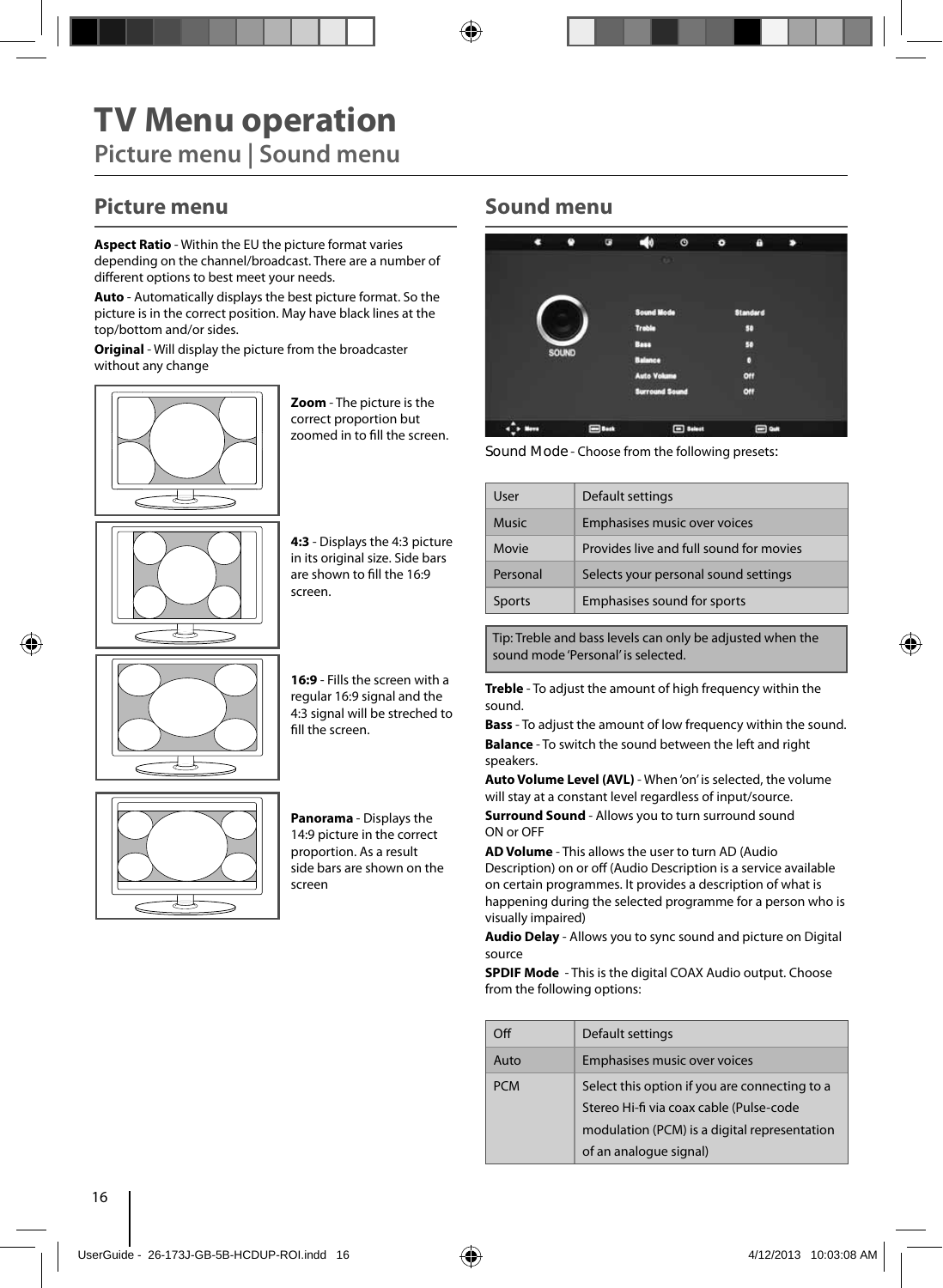# TV Menu operation

## Picture menu | Sound menu

## Picture menu

**Aspect Ratio** - Within the EU the picture format varies depending on the channel/broadcast. There are a number of different options to best meet your needs.

**Auto** - Automatically displays the best picture format. So the picture is in the correct position. May have black lines at the top/bottom and/or sides.

**Original** - Will display the picture from the broadcaster without any change

**Zoom** - The picture is the correct proportion but zoomed in to fill the screen.

**4:3** - Displays the 4:3 picture in its original size. Side bars are shown to fill the 16:9 screen.

**16:9** - Fills the screen with a regular 16:9 signal and the 4:3 signal will be streched to fill the screen.

**Panorama** - Displays the 14:9 picture in the correct proportion. As a result side bars are shown on the screen

## Sound menu

Sound Mode - Choose from the following presets:

| User | Default settings |
|---|---|
| Music | Emphasises music over voices |
| Movie | Provides live and full sound for movies |
| Personal | Selects your personal sound settings |
| Sports | Emphasises sound for sports |

Tip: Treble and bass levels can only be adjusted when the sound mode 'Personal' is selected.

**Treble** - To adjust the amount of high frequency within the sound.

**Bass** - To adjust the amount of low frequency within the sound.

**Balance** - To switch the sound between the left and right speakers.

**Auto Volume Level (AVL)** - When 'on' is selected, the volume will stay at a constant level regardless of input/source.

**Surround Sound** - Allows you to turn surround sound ON or OFF

**AD Volume** - This allows the user to turn AD (Audio Description) on or off (Audio Description is a service available on certain programmes. It provides a description of what is happening during the selected programme for a person who is visually impaired)

**Audio Delay** - Allows you to sync sound and picture on Digital source

**SPDIF Mode** - This is the digital COAX Audio output. Choose from the following options:

| Off | Default settings |
|---|---|
| Auto | Emphasises music over voices |
| PCM | Select this option if you are connecting to a Stereo Hi-fi via coax cable (Pulse-code modulation (PCM) is a digital representation of an analogue signal) |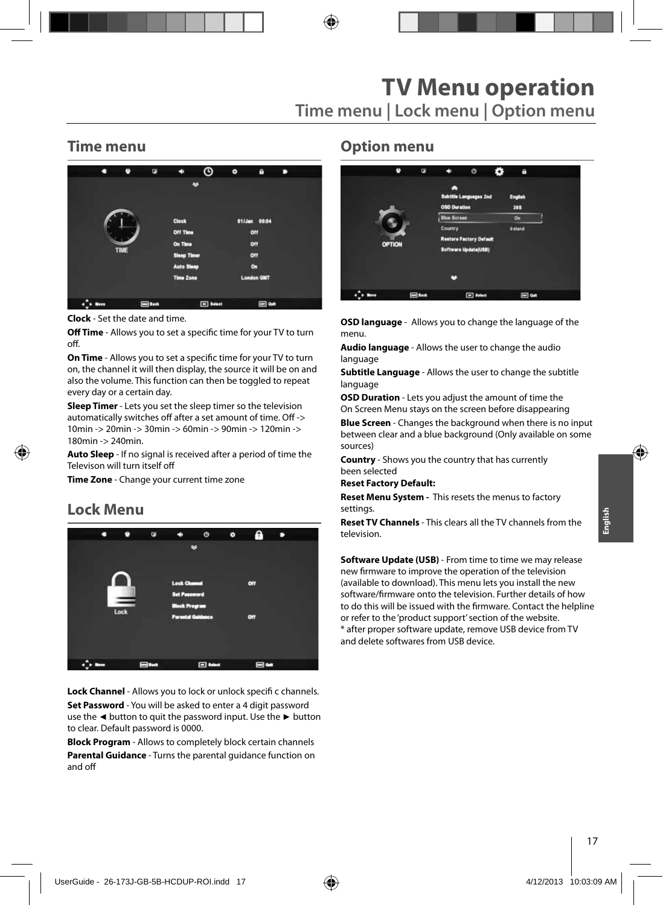# TV Menu operation

## Time menu | Lock menu | Option menu

### Time menu

**Clock** - Set the date and time.

**Off Time** - Allows you to set a specific time for your TV to turn off.

**On Time** - Allows you to set a specific time for your TV to turn on, the channel it will then display, the source it will be on and also the volume. This function can then be toggled to repeat every day or a certain day.

**Sleep Timer** - Lets you set the sleep timer so the television automatically switches off after a set amount of time. Off -> 10min -> 20min -> 30min -> 60min -> 90min -> 120min -> 180min -> 240min.

**Auto Sleep** - If no signal is received after a period of time the Televison will turn itself off

**Time Zone** - Change your current time zone

### Lock Menu

**Lock Channel** - Allows you to lock or unlock specifi c channels.

**Set Password** - You will be asked to enter a 4 digit password use the ◄ button to quit the password input. Use the ► button to clear. Default password is 0000.

**Block Program** - Allows to completely block certain channels

**Parental Guidance** - Turns the parental guidance function on and off

### Option menu

**OSD language** - Allows you to change the language of the menu.

**Audio language** - Allows the user to change the audio language

**Subtitle Language** - Allows the user to change the subtitle language

**OSD Duration** - Lets you adjust the amount of time the On Screen Menu stays on the screen before disappearing

**Blue Screen** - Changes the background when there is no input between clear and a blue background (Only available on some sources)

**Country** - Shows you the country that has currently been selected

**Reset Factory Default:**

**Reset Menu System -** This resets the menus to factory settings.

**Reset TV Channels** - This clears all the TV channels from the television.

**Software Update (USB)** - From time to time we may release new firmware to improve the operation of the television (available to download). This menu lets you install the new software/firmware onto the television. Further details of how to do this will be issued with the firmware. Contact the helpline or refer to the 'product support' section of the website.
* after proper software update, remove USB device from TV and delete softwares from USB device.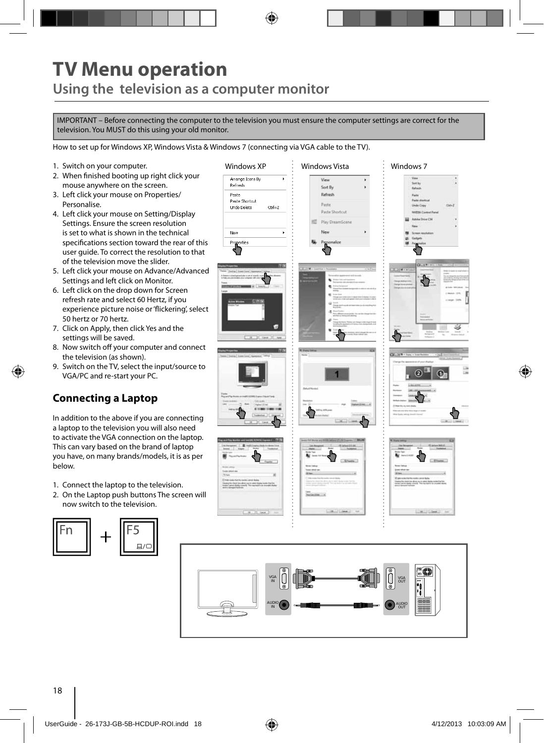# TV Menu operation

## Using the television as a computer monitor

IMPORTANT – Before connecting the computer to the television you must ensure the computer settings are correct for the television. You MUST do this using your old monitor.

How to set up for Windows XP, Windows Vista & Windows 7 (connecting via VGA cable to the TV).

1. Switch on your computer.
2. When finished booting up right click your mouse anywhere on the screen.
3. Left click your mouse on Properties/ Personalise.
4. Left click your mouse on Setting/Display Settings. Ensure the screen resolution is set to what is shown in the technical specifications section toward the rear of this user guide. To correct the resolution to that of the television move the slider.
5. Left click your mouse on Advance/Advanced Settings and left click on Monitor.
6. Left click on the drop down for Screen refresh rate and select 60 Hertz, if you experience picture noise or 'flickering', select 50 hertz or 70 hertz.
7. Click on Apply, then click Yes and the settings will be saved.
8. Now switch off your computer and connect the television (as shown).
9. Switch on the TV, select the input/source to VGA/PC and re-start your PC.

Windows XP | Windows Vista | Windows 7

### Connecting a Laptop

In addition to the above if you are connecting a laptop to the television you will also need to activate the VGA connection on the laptop. This can vary based on the brand of laptop you have, on many brands/models, it is as per below.

1. Connect the laptop to the television.
2. On the Laptop push buttons The screen will now switch to the television.

Fn + F5

VGA IN | AUDIO IN | VGA OUT | AUDIO OUT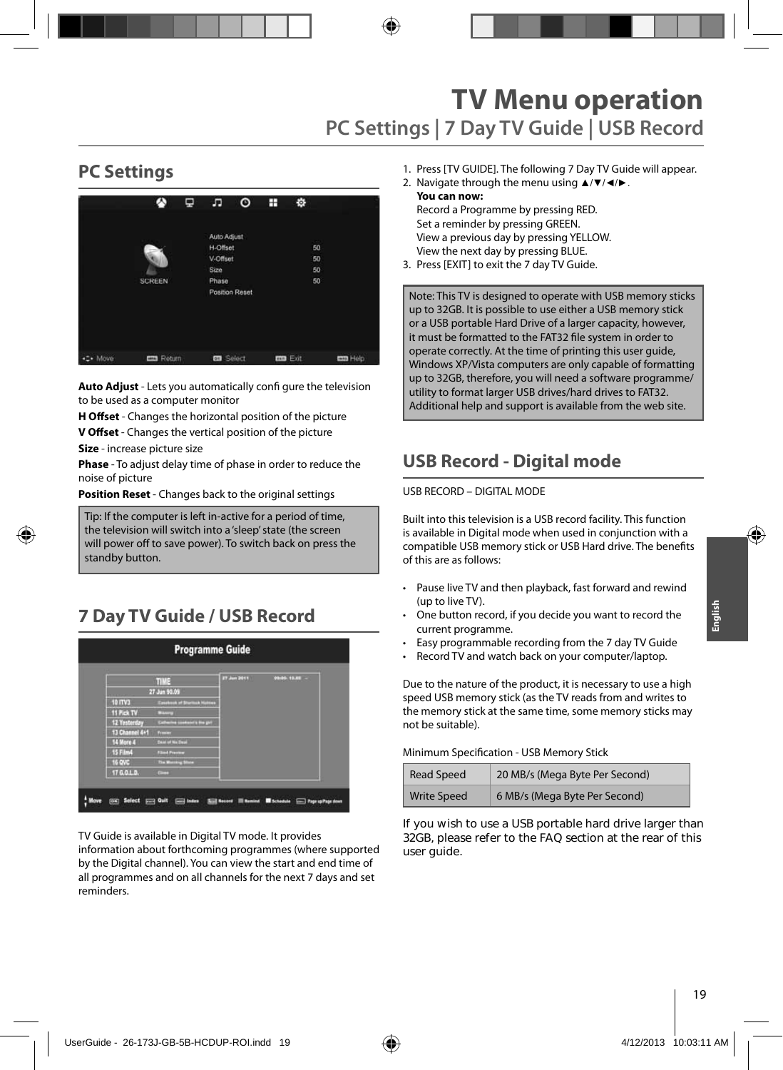# TV Menu operation

## PC Settings | 7 Day TV Guide | USB Record

## PC Settings

**Auto Adjust** - Lets you automatically configure the television to be used as a computer monitor

**H Offset** - Changes the horizontal position of the picture

**V Offset** - Changes the vertical position of the picture

**Size** - increase picture size

**Phase** - To adjust delay time of phase in order to reduce the noise of picture

**Position Reset** - Changes back to the original settings

Tip: If the computer is left in-active for a period of time, the television will switch into a 'sleep' state (the screen will power off to save power). To switch back on press the standby button.

## 7 Day TV Guide / USB Record

TV Guide is available in Digital TV mode. It provides information about forthcoming programmes (where supported by the Digital channel). You can view the start and end time of all programmes and on all channels for the next 7 days and set reminders.

1. Press [TV GUIDE]. The following 7 Day TV Guide will appear.
2. Navigate through the menu using ▲/▼/◄/►.
   **You can now:**
   Record a Programme by pressing RED.
   Set a reminder by pressing GREEN.
   View a previous day by pressing YELLOW.
   View the next day by pressing BLUE.
3. Press [EXIT] to exit the 7 day TV Guide.

Note: This TV is designed to operate with USB memory sticks up to 32GB. It is possible to use either a USB memory stick or a USB portable Hard Drive of a larger capacity, however, it must be formatted to the FAT32 file system in order to operate correctly. At the time of printing this user guide, Windows XP/Vista computers are only capable of formatting up to 32GB, therefore, you will need a software programme/utility to format larger USB drives/hard drives to FAT32. Additional help and support is available from the web site.

## USB Record - Digital mode

USB RECORD – DIGITAL MODE

Built into this television is a USB record facility. This function is available in Digital mode when used in conjunction with a compatible USB memory stick or USB Hard drive. The benefits of this are as follows:

- Pause live TV and then playback, fast forward and rewind (up to live TV).
- One button record, if you decide you want to record the current programme.
- Easy programmable recording from the 7 day TV Guide
- Record TV and watch back on your computer/laptop.

Due to the nature of the product, it is necessary to use a high speed USB memory stick (as the TV reads from and writes to the memory stick at the same time, some memory sticks may not be suitable).

Minimum Specification - USB Memory Stick

| Read Speed | 20 MB/s (Mega Byte Per Second) |
|---|---|
| Write Speed | 6 MB/s (Mega Byte Per Second) |

If you wish to use a USB portable hard drive larger than 32GB, please refer to the FAQ section at the rear of this user guide.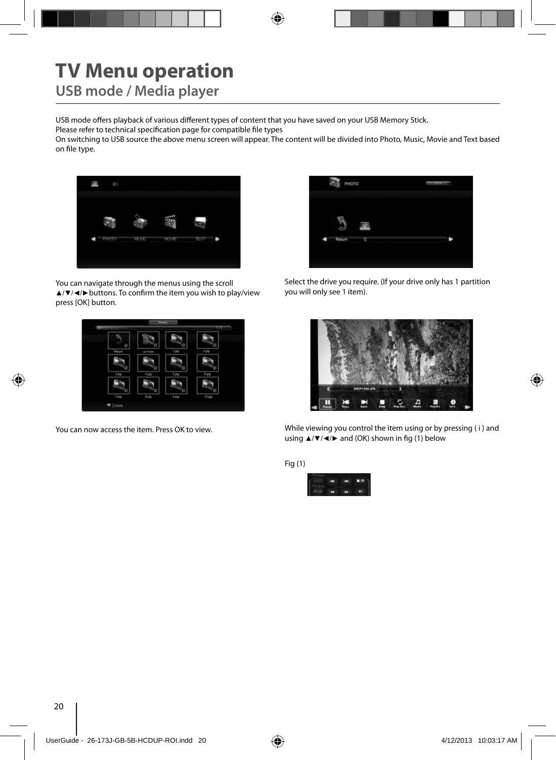# TV Menu operation

## USB mode / Media player

USB mode offers playback of various different types of content that you have saved on your USB Memory Stick.
Please refer to technical specification page for compatible file types
On switching to USB source the above menu screen will appear. The content will be divided into Photo, Music, Movie and Text based on file type.

You can navigate through the menus using the scroll ▲/▼/◄/►buttons. To confirm the item you wish to play/view press [OK] button.

Select the drive you require. (If your drive only has 1 partition you will only see 1 item).

You can now access the item. Press OK to view.

While viewing you control the item using or by pressing ( i ) and using ▲/▼/◄/► and (OK) shown in fig (1) below

Fig (1)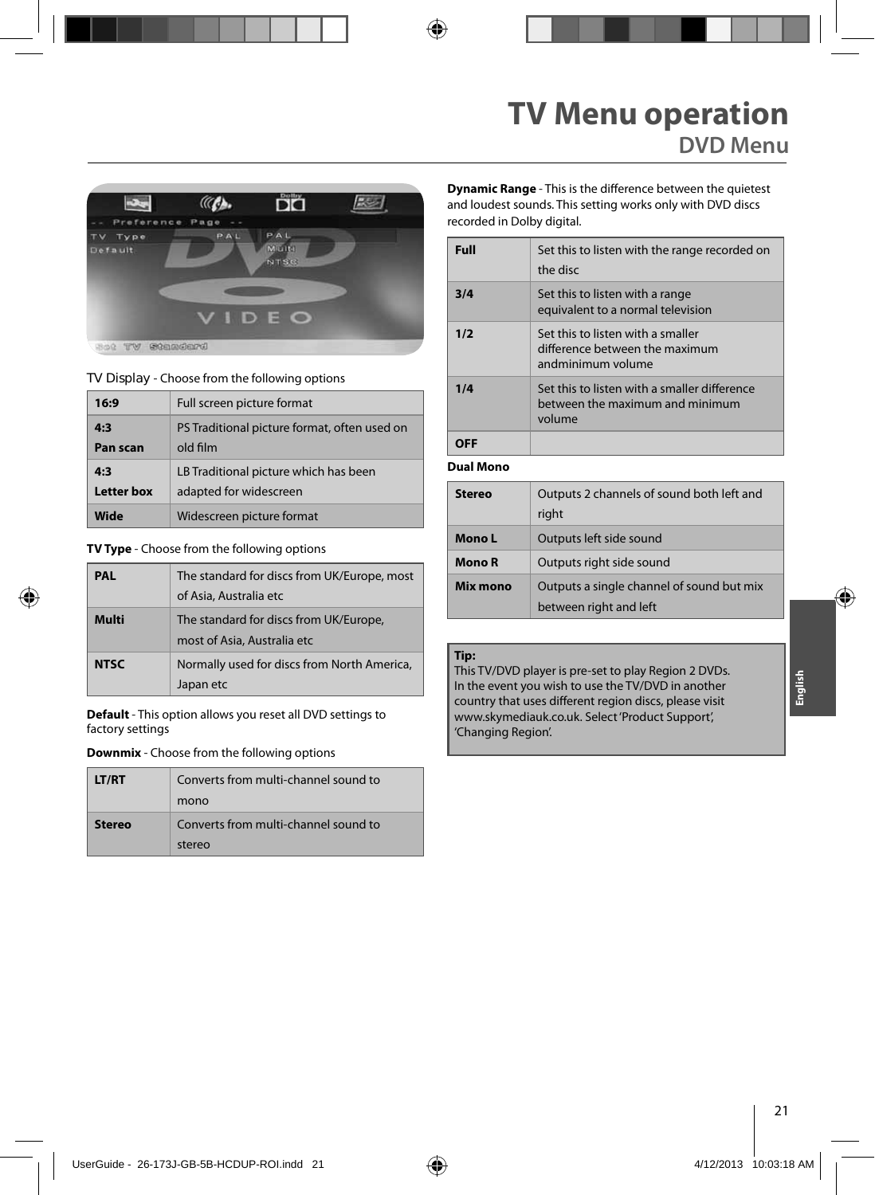# TV Menu operation

## DVD Menu

TV Display - Choose from the following options

| 16:9 | Full screen picture format |
|---|---|
| 4:3 Pan scan | PS Traditional picture format, often used on old film |
| 4:3 Letter box | LB Traditional picture which has been adapted for widescreen |
| Wide | Widescreen picture format |

**TV Type** - Choose from the following options

| PAL | The standard for discs from UK/Europe, most of Asia, Australia etc |
|---|---|
| Multi | The standard for discs from UK/Europe, most of Asia, Australia etc |
| NTSC | Normally used for discs from North America, Japan etc |

**Default** - This option allows you reset all DVD settings to factory settings

**Downmix** - Choose from the following options

| LT/RT | Converts from multi-channel sound to mono |
|---|---|
| Stereo | Converts from multi-channel sound to stereo |

**Dynamic Range** - This is the difference between the quietest and loudest sounds. This setting works only with DVD discs recorded in Dolby digital.

| Full | Set this to listen with the range recorded on the disc |
|---|---|
| 3/4 | Set this to listen with a range equivalent to a normal television |
| 1/2 | Set this to listen with a smaller difference between the maximum andminimum volume |
| 1/4 | Set this to listen with a smaller difference between the maximum and minimum volume |
| OFF | |

**Dual Mono**

| Stereo | Outputs 2 channels of sound both left and right |
|---|---|
| Mono L | Outputs left side sound |
| Mono R | Outputs right side sound |
| Mix mono | Outputs a single channel of sound but mix between right and left |

**Tip:**
This TV/DVD player is pre-set to play Region 2 DVDs. In the event you wish to use the TV/DVD in another country that uses different region discs, please visit www.skymediauk.co.uk. Select 'Product Support', 'Changing Region'.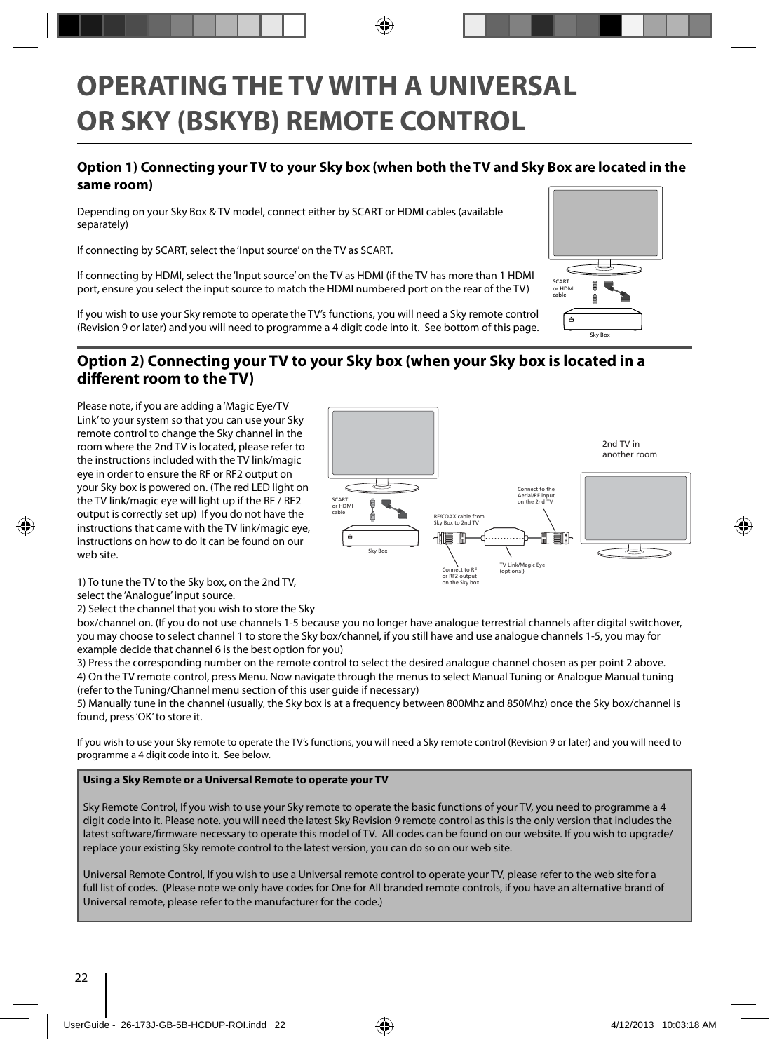# OPERATING THE TV WITH A UNIVERSAL OR SKY (BSKYB) REMOTE CONTROL

## Option 1) Connecting your TV to your Sky box (when both the TV and Sky Box are located in the same room)

Depending on your Sky Box & TV model, connect either by SCART or HDMI cables (available separately)

If connecting by SCART, select the 'Input source' on the TV as SCART.

If connecting by HDMI, select the 'Input source' on the TV as HDMI (if the TV has more than 1 HDMI port, ensure you select the input source to match the HDMI numbered port on the rear of the TV)

If you wish to use your Sky remote to operate the TV's functions, you will need a Sky remote control (Revision 9 or later) and you will need to programme a 4 digit code into it. See bottom of this page.

SCART or HDMI cable

Sky Box

## Option 2) Connecting your TV to your Sky box (when your Sky box is located in a different room to the TV)

Please note, if you are adding a 'Magic Eye/TV Link' to your system so that you can use your Sky remote control to change the Sky channel in the room where the 2nd TV is located, please refer to the instructions included with the TV link/magic eye in order to ensure the RF or RF2 output on your Sky box is powered on. (The red LED light on the TV link/magic eye will light up if the RF / RF2 output is correctly set up) If you do not have the instructions that came with the TV link/magic eye, instructions on how to do it can be found on our web site.

SCART or HDMI cable

Sky Box

RF/COAX cable from Sky Box to 2nd TV

Connect to RF or RF2 output on the Sky box

TV Link/Magic Eye (optional)

Connect to the Aerial/RF input on the 2nd TV

2nd TV in another room

1) To tune the TV to the Sky box, on the 2nd TV, select the 'Analogue' input source.
2) Select the channel that you wish to store the Sky box/channel on. (If you do not use channels 1-5 because you no longer have analogue terrestrial channels after digital switchover, you may choose to select channel 1 to store the Sky box/channel, if you still have and use analogue channels 1-5, you may for example decide that channel 6 is the best option for you)
3) Press the corresponding number on the remote control to select the desired analogue channel chosen as per point 2 above.
4) On the TV remote control, press Menu. Now navigate through the menus to select Manual Tuning or Analogue Manual tuning (refer to the Tuning/Channel menu section of this user guide if necessary)
5) Manually tune in the channel (usually, the Sky box is at a frequency between 800Mhz and 850Mhz) once the Sky box/channel is found, press 'OK' to store it.

If you wish to use your Sky remote to operate the TV's functions, you will need a Sky remote control (Revision 9 or later) and you will need to programme a 4 digit code into it. See below.

**Using a Sky Remote or a Universal Remote to operate your TV**

Sky Remote Control, If you wish to use your Sky remote to operate the basic functions of your TV, you need to programme a 4 digit code into it. Please note. you will need the latest Sky Revision 9 remote control as this is the only version that includes the latest software/firmware necessary to operate this model of TV. All codes can be found on our website. If you wish to upgrade/replace your existing Sky remote control to the latest version, you can do so on our web site.

Universal Remote Control, If you wish to use a Universal remote control to operate your TV, please refer to the web site for a full list of codes. (Please note we only have codes for One for All branded remote controls, if you have an alternative brand of Universal remote, please refer to the manufacturer for the code.)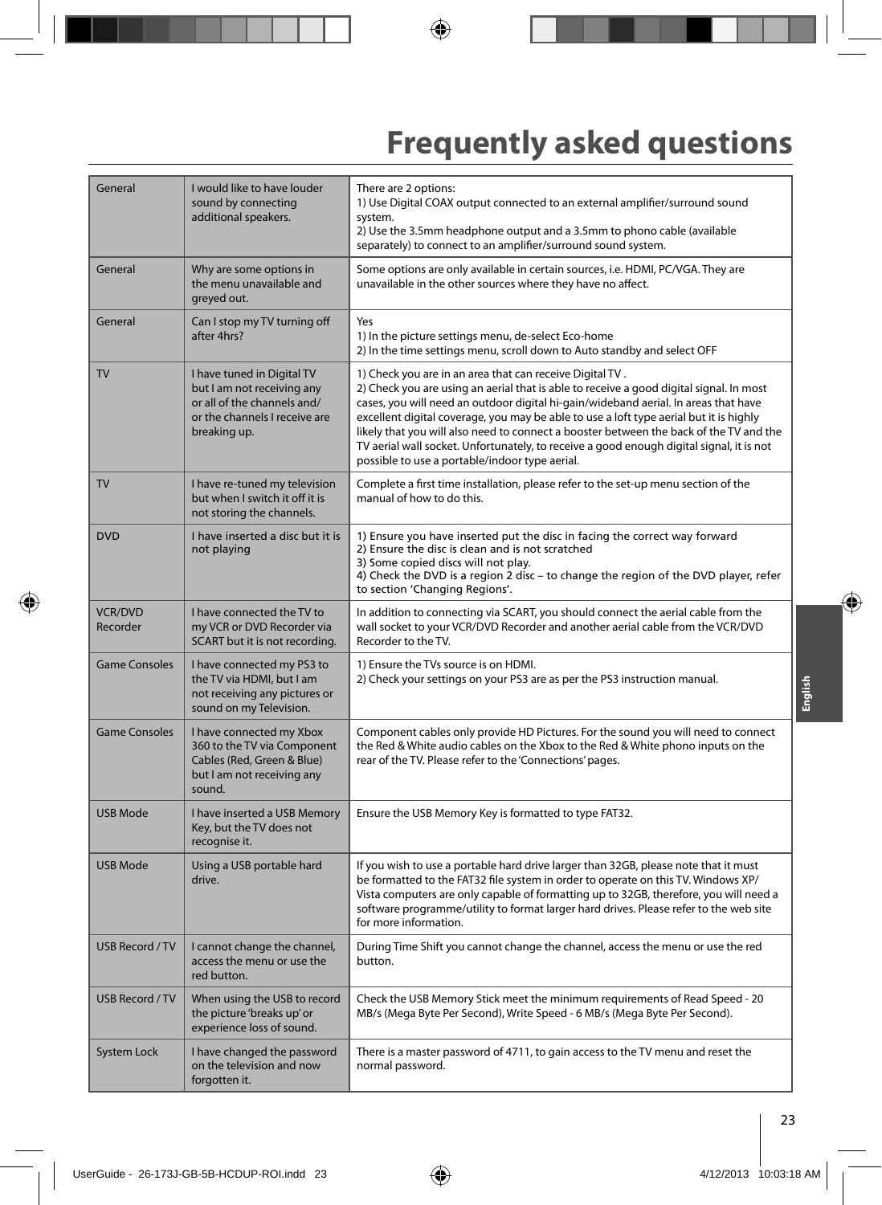# Frequently asked questions

| | | |
|---|---|---|
| General | I would like to have louder sound by connecting additional speakers. | There are 2 options:<br>1) Use Digital COAX output connected to an external amplifier/surround sound system.<br>2) Use the 3.5mm headphone output and a 3.5mm to phono cable (available separately) to connect to an amplifier/surround sound system. |
| General | Why are some options in the menu unavailable and greyed out. | Some options are only available in certain sources, i.e. HDMI, PC/VGA. They are unavailable in the other sources where they have no affect. |
| General | Can I stop my TV turning off after 4hrs? | Yes<br>1) In the picture settings menu, de-select Eco-home<br>2) In the time settings menu, scroll down to Auto standby and select OFF |
| TV | I have tuned in Digital TV but I am not receiving any or all of the channels and/ or the channels I receive are breaking up. | 1) Check you are in an area that can receive Digital TV .<br>2) Check you are using an aerial that is able to receive a good digital signal. In most cases, you will need an outdoor digital hi-gain/wideband aerial. In areas that have excellent digital coverage, you may be able to use a loft type aerial but it is highly likely that you will also need to connect a booster between the back of the TV and the TV aerial wall socket. Unfortunately, to receive a good enough digital signal, it is not possible to use a portable/indoor type aerial. |
| TV | I have re-tuned my television but when I switch it off it is not storing the channels. | Complete a first time installation, please refer to the set-up menu section of the manual of how to do this. |
| DVD | I have inserted a disc but it is not playing | 1) Ensure you have inserted put the disc in facing the correct way forward<br>2) Ensure the disc is clean and is not scratched<br>3) Some copied discs will not play.<br>4) Check the DVD is a region 2 disc – to change the region of the DVD player, refer to section 'Changing Regions'. |
| VCR/DVD Recorder | I have connected the TV to my VCR or DVD Recorder via SCART but it is not recording. | In addition to connecting via SCART, you should connect the aerial cable from the wall socket to your VCR/DVD Recorder and another aerial cable from the VCR/DVD Recorder to the TV. |
| Game Consoles | I have connected my PS3 to the TV via HDMI, but I am not receiving any pictures or sound on my Television. | 1) Ensure the TVs source is on HDMI.<br>2) Check your settings on your PS3 are as per the PS3 instruction manual. |
| Game Consoles | I have connected my Xbox 360 to the TV via Component Cables (Red, Green & Blue) but I am not receiving any sound. | Component cables only provide HD Pictures. For the sound you will need to connect the Red & White audio cables on the Xbox to the Red & White phono inputs on the rear of the TV. Please refer to the 'Connections' pages. |
| USB Mode | I have inserted a USB Memory Key, but the TV does not recognise it. | Ensure the USB Memory Key is formatted to type FAT32. |
| USB Mode | Using a USB portable hard drive. | If you wish to use a portable hard drive larger than 32GB, please note that it must be formatted to the FAT32 file system in order to operate on this TV. Windows XP/ Vista computers are only capable of formatting up to 32GB, therefore, you will need a software programme/utility to format larger hard drives. Please refer to the web site for more information. |
| USB Record / TV | I cannot change the channel, access the menu or use the red button. | During Time Shift you cannot change the channel, access the menu or use the red button. |
| USB Record / TV | When using the USB to record the picture 'breaks up' or experience loss of sound. | Check the USB Memory Stick meet the minimum requirements of Read Speed - 20 MB/s (Mega Byte Per Second), Write Speed - 6 MB/s (Mega Byte Per Second). |
| System Lock | I have changed the password on the television and now forgotten it. | There is a master password of 4711, to gain access to the TV menu and reset the normal password. |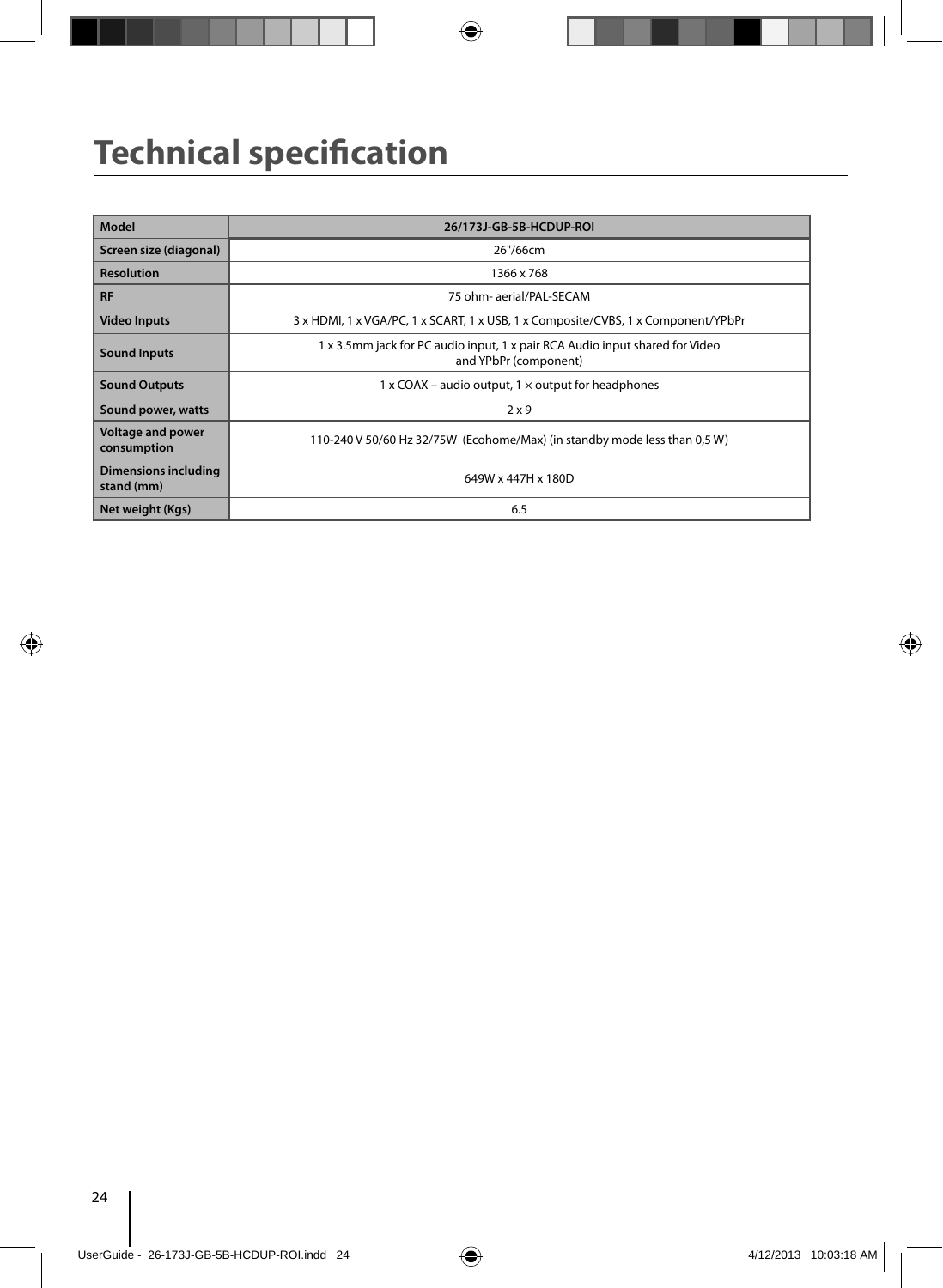# Technical specification

| Model | 26/173J-GB-5B-HCDUP-ROI |
|---|---|
| Screen size (diagonal) | 26"/66cm |
| Resolution | 1366 x 768 |
| RF | 75 ohm- aerial/PAL-SECAM |
| Video Inputs | 3 x HDMI, 1 x VGA/PC, 1 x SCART, 1 x USB, 1 x Composite/CVBS, 1 x Component/YPbPr |
| Sound Inputs | 1 x 3.5mm jack for PC audio input, 1 x pair RCA Audio input shared for Video and YPbPr (component) |
| Sound Outputs | 1 x COAX – audio output, 1 × output for headphones |
| Sound power, watts | 2 x 9 |
| Voltage and power consumption | 110-240 V 50/60 Hz 32/75W (Ecohome/Max) (in standby mode less than 0,5 W) |
| Dimensions including stand (mm) | 649W x 447H x 180D |
| Net weight (Kgs) | 6.5 |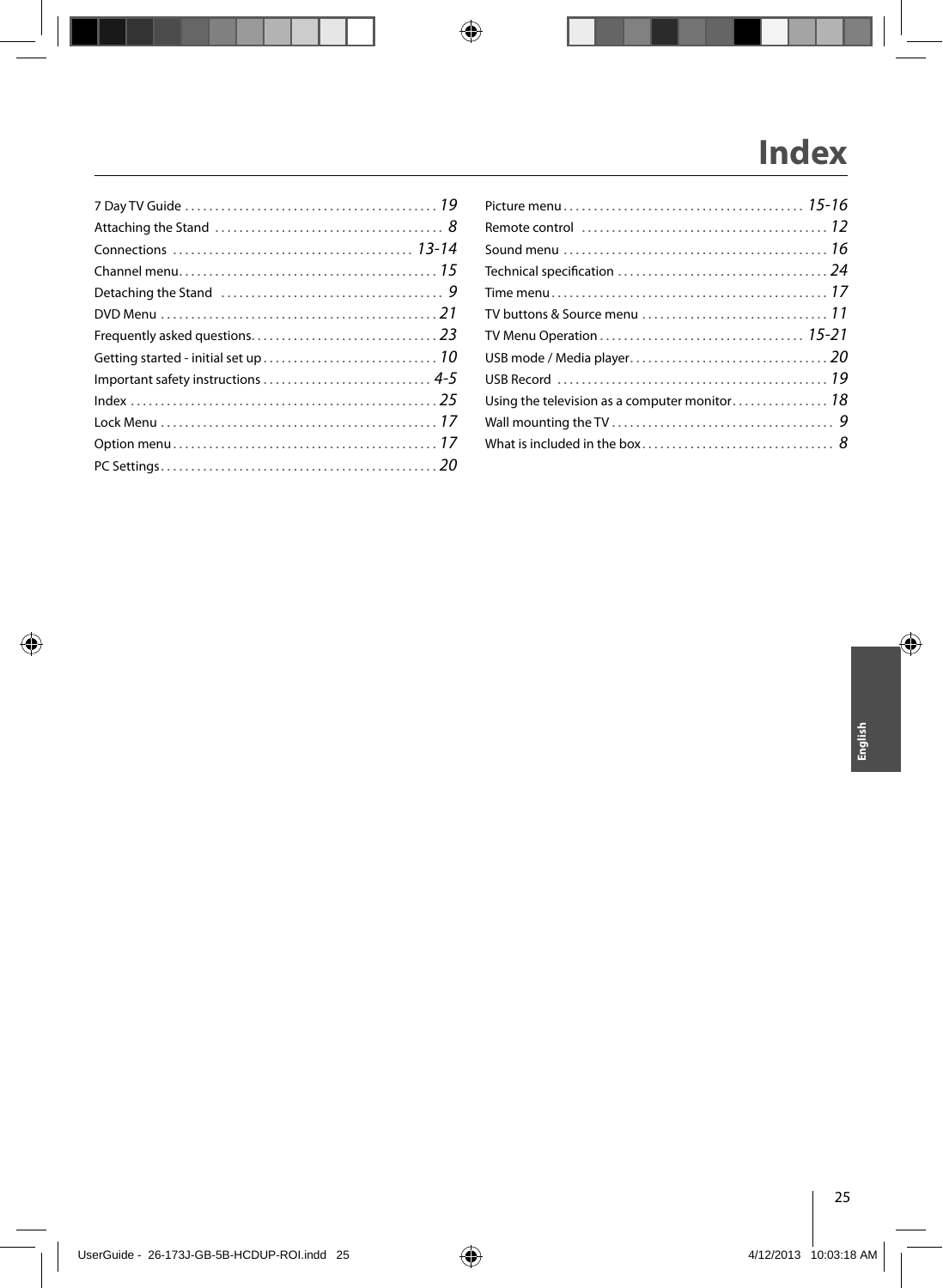# Index

7 Day TV Guide ........................................ 19
Attaching the Stand ........................................ 8
Connections ........................................ 13-14
Channel menu ........................................ 15
Detaching the Stand ........................................ 9
DVD Menu ........................................ 21
Frequently asked questions ........................................ 23
Getting started - initial set up ........................................ 10
Important safety instructions ........................................ 4-5
Index ........................................ 25
Lock Menu ........................................ 17
Option menu ........................................ 17
PC Settings ........................................ 20
Picture menu ........................................ 15-16
Remote control ........................................ 12
Sound menu ........................................ 16
Technical specification ........................................ 24
Time menu ........................................ 17
TV buttons & Source menu ........................................ 11
TV Menu Operation ........................................ 15-21
USB mode / Media player ........................................ 20
USB Record ........................................ 19
Using the television as a computer monitor ........................................ 18
Wall mounting the TV ........................................ 9
What is included in the box ........................................ 8

English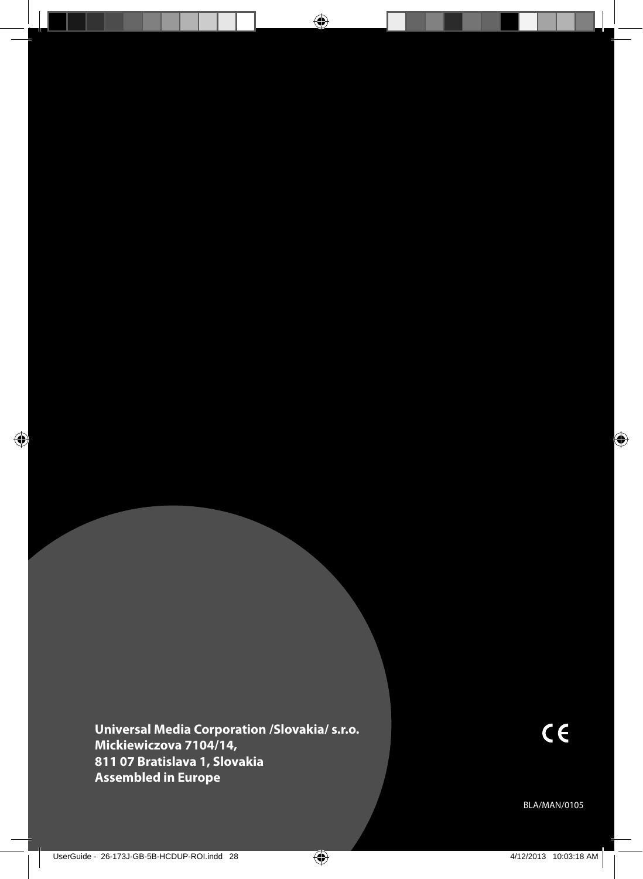**Universal Media Corporation /Slovakia/ s.r.o.**
**Mickiewiczova 7104/14,**
**811 07 Bratislava 1, Slovakia**
**Assembled in Europe**

CE

BLA/MAN/0105